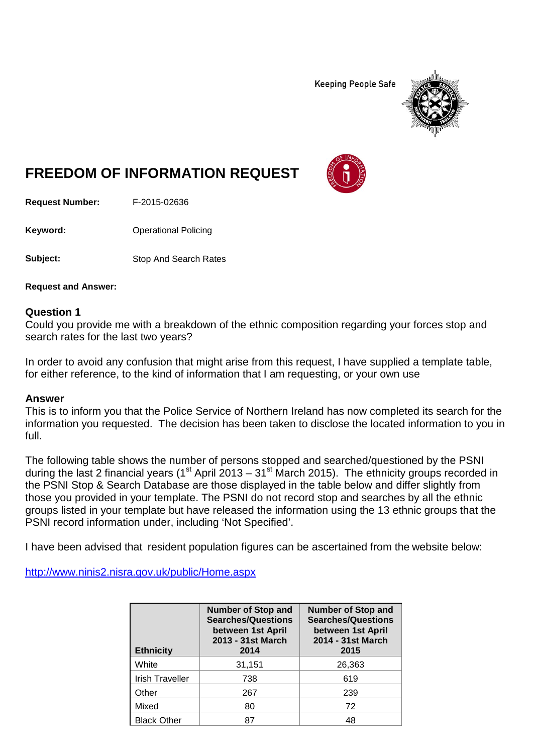Keeping People Safe

# FREEDOM OF INFORMATION REQUEST

**Request Number:** F-2015-02636

**Keyword:** Operational Policing

**Subject:** Stop And Search Rates

**Request and Answer:**

## Question 1

Could you provide me with a breakdown of the ethnic composition regarding your forces stop and search rates for the last two years?

In order to avoid any confusion that might arise from this request, I have supplied a template table, for either reference, to the kind of information that I am requesting, or your own use

## Answer

This is to inform you that the Police Service of Northern Ireland has now completed its search for the information you requested. The decision has been taken to disclose the located information to you in full.

The following table shows the number of persons stopped and searched/questioned by the PSNI during the last 2 financial years (1st April 2013 – 31st March 2015). The ethnicity groups recorded in the PSNI Stop & Search Database are those displayed in the table below and differ slightly from those you provided in your template. The PSNI do not record stop and searches by all the ethnic groups listed in your template but have released the information using the 13 ethnic groups that the PSNI record information under, including 'Not Specified'.

I have been advised that resident population figures can be ascertained from the website below:

http://www.ninis2.nisra.gov.uk/public/Home.aspx

| Ethnicity | Number of Stop and Searches/Questions between 1st April 2013 - 31st March 2014 | Number of Stop and Searches/Questions between 1st April 2014 - 31st March 2015 |
|---|---|---|
| White | 31,151 | 26,363 |
| Irish Traveller | 738 | 619 |
| Other | 267 | 239 |
| Mixed | 80 | 72 |
| Black Other | 87 | 48 |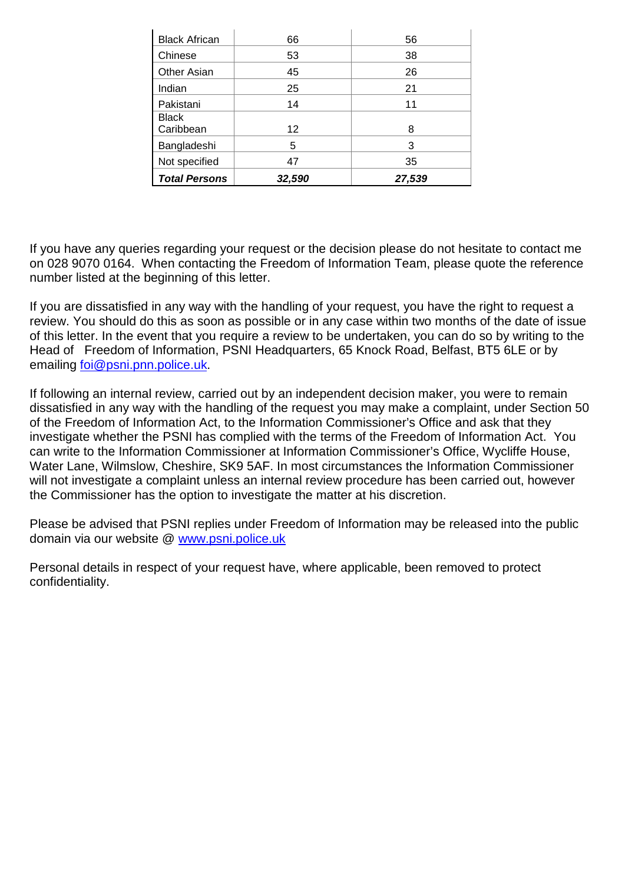| | | |
|---|---|---|
| Black African | 66 | 56 |
| Chinese | 53 | 38 |
| Other Asian | 45 | 26 |
| Indian | 25 | 21 |
| Pakistani | 14 | 11 |
| Black Caribbean | 12 | 8 |
| Bangladeshi | 5 | 3 |
| Not specified | 47 | 35 |
| ***Total Persons*** | ***32,590*** | ***27,539*** |

If you have any queries regarding your request or the decision please do not hesitate to contact me on 028 9070 0164. When contacting the Freedom of Information Team, please quote the reference number listed at the beginning of this letter.

If you are dissatisfied in any way with the handling of your request, you have the right to request a review. You should do this as soon as possible or in any case within two months of the date of issue of this letter. In the event that you require a review to be undertaken, you can do so by writing to the Head of Freedom of Information, PSNI Headquarters, 65 Knock Road, Belfast, BT5 6LE or by emailing foi@psni.pnn.police.uk.

If following an internal review, carried out by an independent decision maker, you were to remain dissatisfied in any way with the handling of the request you may make a complaint, under Section 50 of the Freedom of Information Act, to the Information Commissioner's Office and ask that they investigate whether the PSNI has complied with the terms of the Freedom of Information Act. You can write to the Information Commissioner at Information Commissioner's Office, Wycliffe House, Water Lane, Wilmslow, Cheshire, SK9 5AF. In most circumstances the Information Commissioner will not investigate a complaint unless an internal review procedure has been carried out, however the Commissioner has the option to investigate the matter at his discretion.

Please be advised that PSNI replies under Freedom of Information may be released into the public domain via our website @ www.psni.police.uk

Personal details in respect of your request have, where applicable, been removed to protect confidentiality.